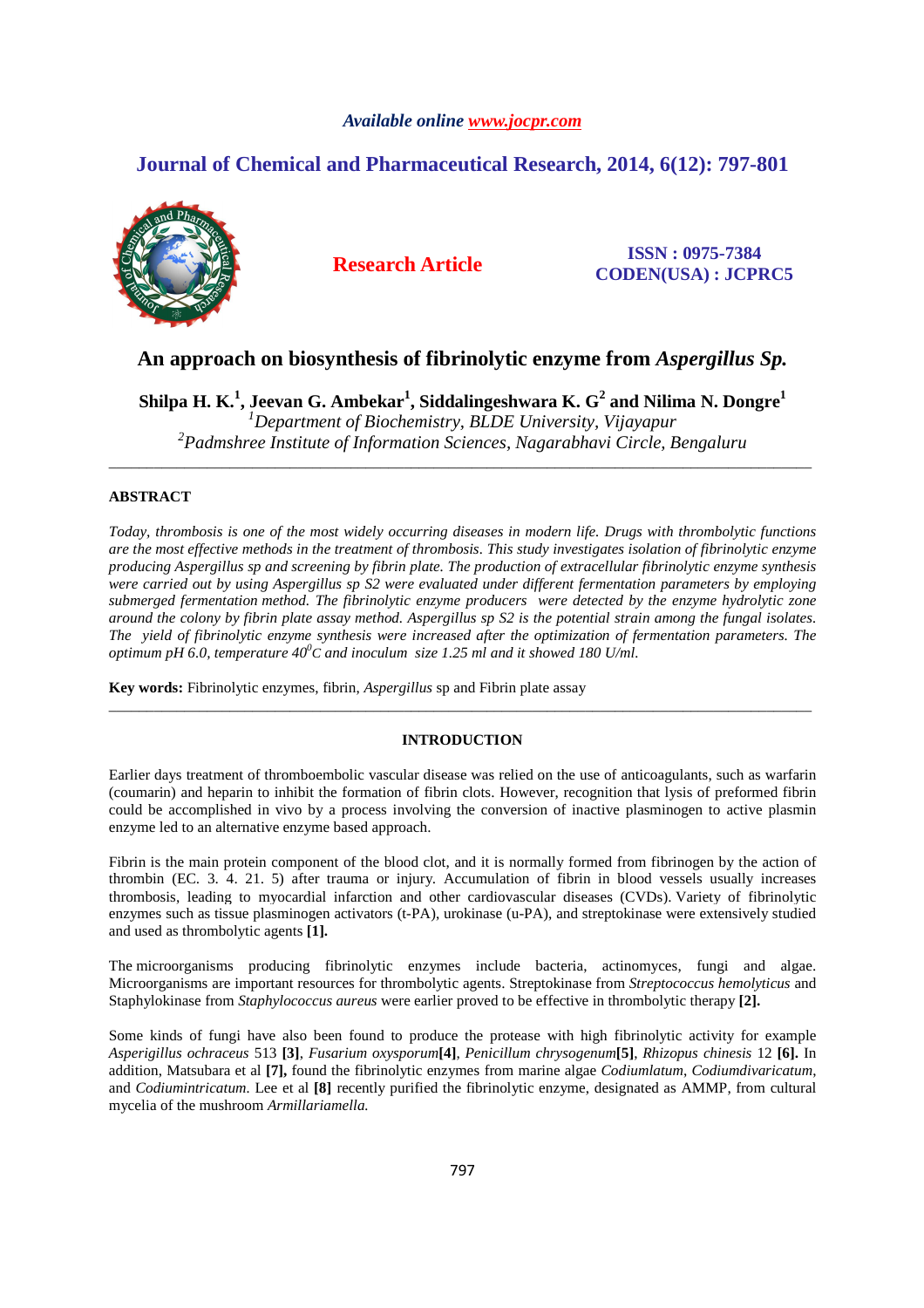*Available online www.jocpr.com*

**Journal of Chemical and Pharmaceutical Research, 2014, 6(12): 797-801**

**Research Article**

**ISSN : 0975-7384**
**CODEN(USA) : JCPRC5**

# An approach on biosynthesis of fibrinolytic enzyme from *Aspergillus Sp.*

**Shilpa H. K.[1], Jeevan G. Ambekar[1], Siddalingeshwara K. G[2] and Nilima N. Dongre[1]**

[1]*Department of Biochemistry, BLDE University, Vijayapur*
[2]*Padmshree Institute of Information Sciences, Nagarabhavi Circle, Bengaluru*

---

## ABSTRACT

*Today, thrombosis is one of the most widely occurring diseases in modern life. Drugs with thrombolytic functions are the most effective methods in the treatment of thrombosis. This study investigates isolation of fibrinolytic enzyme producing Aspergillus sp and screening by fibrin plate. The production of extracellular fibrinolytic enzyme synthesis were carried out by using Aspergillus sp S2 were evaluated under different fermentation parameters by employing submerged fermentation method. The fibrinolytic enzyme producers were detected by the enzyme hydrolytic zone around the colony by fibrin plate assay method. Aspergillus sp S2 is the potential strain among the fungal isolates. The yield of fibrinolytic enzyme synthesis were increased after the optimization of fermentation parameters. The optimum pH 6.0, temperature 40$^0$C and inoculum size 1.25 ml and it showed 180 U/ml.*

**Key words:** Fibrinolytic enzymes, fibrin, *Aspergillus* sp and Fibrin plate assay

---

## INTRODUCTION

Earlier days treatment of thromboembolic vascular disease was relied on the use of anticoagulants, such as warfarin (coumarin) and heparin to inhibit the formation of fibrin clots. However, recognition that lysis of preformed fibrin could be accomplished in vivo by a process involving the conversion of inactive plasminogen to active plasmin enzyme led to an alternative enzyme based approach.

Fibrin is the main protein component of the blood clot, and it is normally formed from fibrinogen by the action of thrombin (EC. 3. 4. 21. 5) after trauma or injury. Accumulation of fibrin in blood vessels usually increases thrombosis, leading to myocardial infarction and other cardiovascular diseases (CVDs). Variety of fibrinolytic enzymes such as tissue plasminogen activators (t-PA), urokinase (u-PA), and streptokinase were extensively studied and used as thrombolytic agents **[1].**

The microorganisms producing fibrinolytic enzymes include bacteria, actinomyces, fungi and algae. Microorganisms are important resources for thrombolytic agents. Streptokinase from *Streptococcus hemolyticus* and Staphylokinase from *Staphylococcus aureus* were earlier proved to be effective in thrombolytic therapy **[2].**

Some kinds of fungi have also been found to produce the protease with high fibrinolytic activity for example *Asperigillus ochraceus* 513 **[3]**, *Fusarium oxysporum***[4]**, *Penicillum chrysogenum***[5]**, *Rhizopus chinesis* 12 **[6].** In addition, Matsubara et al **[7],** found the fibrinolytic enzymes from marine algae *Codiumlatum*, *Codiumdivaricatum*, and *Codiumintricatum*. Lee et al **[8]** recently purified the fibrinolytic enzyme, designated as AMMP, from cultural mycelia of the mushroom *Armillariamella.*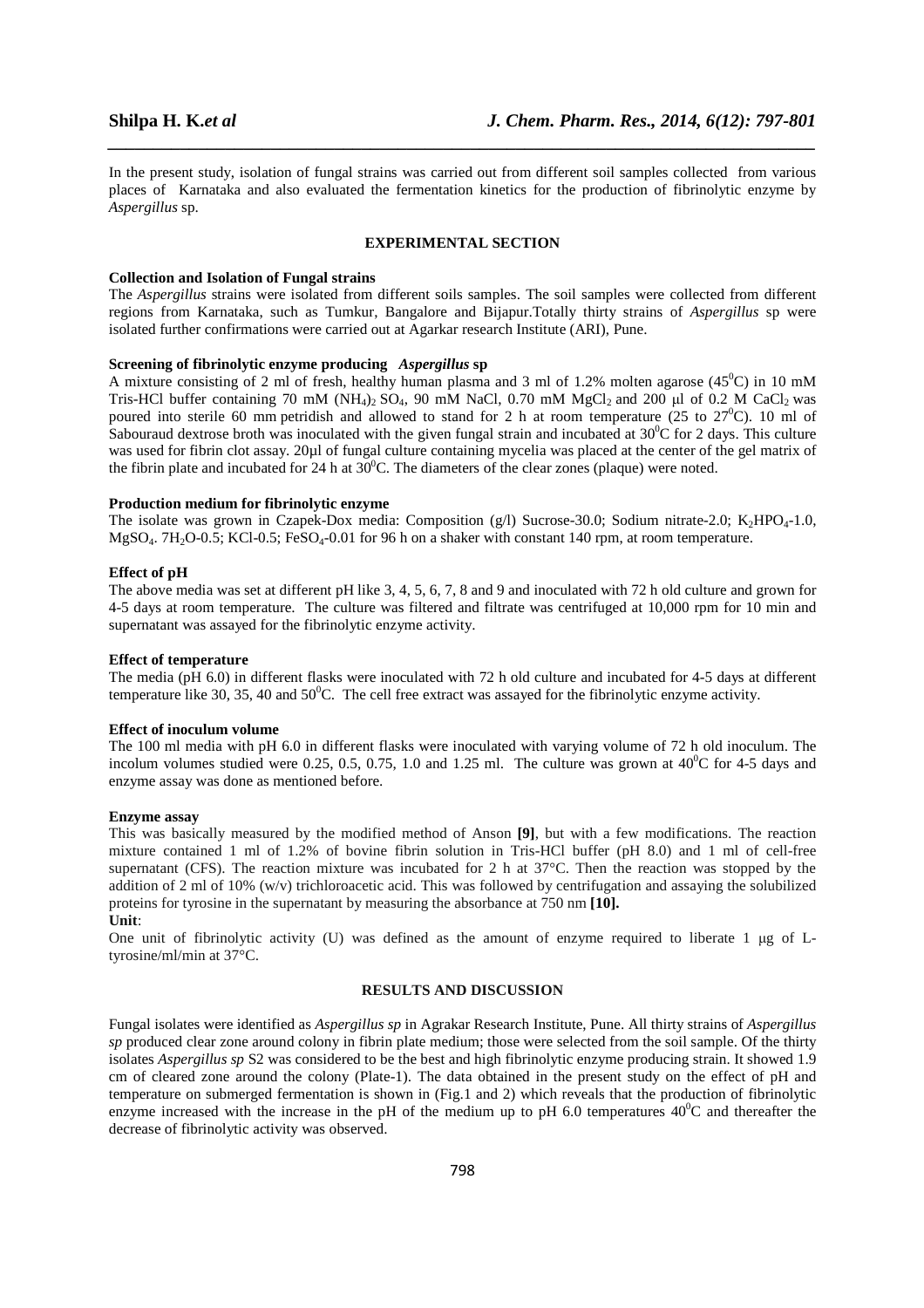In the present study, isolation of fungal strains was carried out from different soil samples collected from various places of Karnataka and also evaluated the fermentation kinetics for the production of fibrinolytic enzyme by *Aspergillus* sp.

## EXPERIMENTAL SECTION

### Collection and Isolation of Fungal strains

The *Aspergillus* strains were isolated from different soils samples. The soil samples were collected from different regions from Karnataka, such as Tumkur, Bangalore and Bijapur.Totally thirty strains of *Aspergillus* sp were isolated further confirmations were carried out at Agarkar research Institute (ARI), Pune.

### Screening of fibrinolytic enzyme producing *Aspergillus* sp

A mixture consisting of 2 ml of fresh, healthy human plasma and 3 ml of 1.2% molten agarose ($45^0$C) in 10 mM Tris-HCl buffer containing 70 mM $(NH_4)_2SO_4$, 90 mM NaCl, 0.70 mM $MgCl_2$ and 200 µl of 0.2 M $CaCl_2$ was poured into sterile 60 mm petridish and allowed to stand for 2 h at room temperature (25 to $27^0$C). 10 ml of Sabouraud dextrose broth was inoculated with the given fungal strain and incubated at $30^0$C for 2 days. This culture was used for fibrin clot assay. 20µl of fungal culture containing mycelia was placed at the center of the gel matrix of the fibrin plate and incubated for 24 h at $30^0$C. The diameters of the clear zones (plaque) were noted.

### Production medium for fibrinolytic enzyme

The isolate was grown in Czapek-Dox media: Composition (g/l) Sucrose-30.0; Sodium nitrate-2.0; $K_2HPO_4$-1.0, $MgSO_4.7H_2O$-0.5; KCl-0.5; $FeSO_4$-0.01 for 96 h on a shaker with constant 140 rpm, at room temperature.

### Effect of pH

The above media was set at different pH like 3, 4, 5, 6, 7, 8 and 9 and inoculated with 72 h old culture and grown for 4-5 days at room temperature. The culture was filtered and filtrate was centrifuged at 10,000 rpm for 10 min and supernatant was assayed for the fibrinolytic enzyme activity.

### Effect of temperature

The media (pH 6.0) in different flasks were inoculated with 72 h old culture and incubated for 4-5 days at different temperature like 30, 35, 40 and $50^0$C. The cell free extract was assayed for the fibrinolytic enzyme activity.

### Effect of inoculum volume

The 100 ml media with pH 6.0 in different flasks were inoculated with varying volume of 72 h old inoculum. The incolum volumes studied were 0.25, 0.5, 0.75, 1.0 and 1.25 ml. The culture was grown at $40^0$C for 4-5 days and enzyme assay was done as mentioned before.

### Enzyme assay

This was basically measured by the modified method of Anson **[9]**, but with a few modifications. The reaction mixture contained 1 ml of 1.2% of bovine fibrin solution in Tris-HCl buffer (pH 8.0) and 1 ml of cell-free supernatant (CFS). The reaction mixture was incubated for 2 h at 37°C. Then the reaction was stopped by the addition of 2 ml of 10% (w/v) trichloroacetic acid. This was followed by centrifugation and assaying the solubilized proteins for tyrosine in the supernatant by measuring the absorbance at 750 nm **[10].**

**Unit**:

One unit of fibrinolytic activity (U) was defined as the amount of enzyme required to liberate 1 µg of L-tyrosine/ml/min at 37°C.

## RESULTS AND DISCUSSION

Fungal isolates were identified as *Aspergillus sp* in Agrakar Research Institute, Pune. All thirty strains of *Aspergillus sp* produced clear zone around colony in fibrin plate medium; those were selected from the soil sample. Of the thirty isolates *Aspergillus sp* S2 was considered to be the best and high fibrinolytic enzyme producing strain. It showed 1.9 cm of cleared zone around the colony (Plate-1). The data obtained in the present study on the effect of pH and temperature on submerged fermentation is shown in (Fig.1 and 2) which reveals that the production of fibrinolytic enzyme increased with the increase in the pH of the medium up to pH 6.0 temperatures $40^0$C and thereafter the decrease of fibrinolytic activity was observed.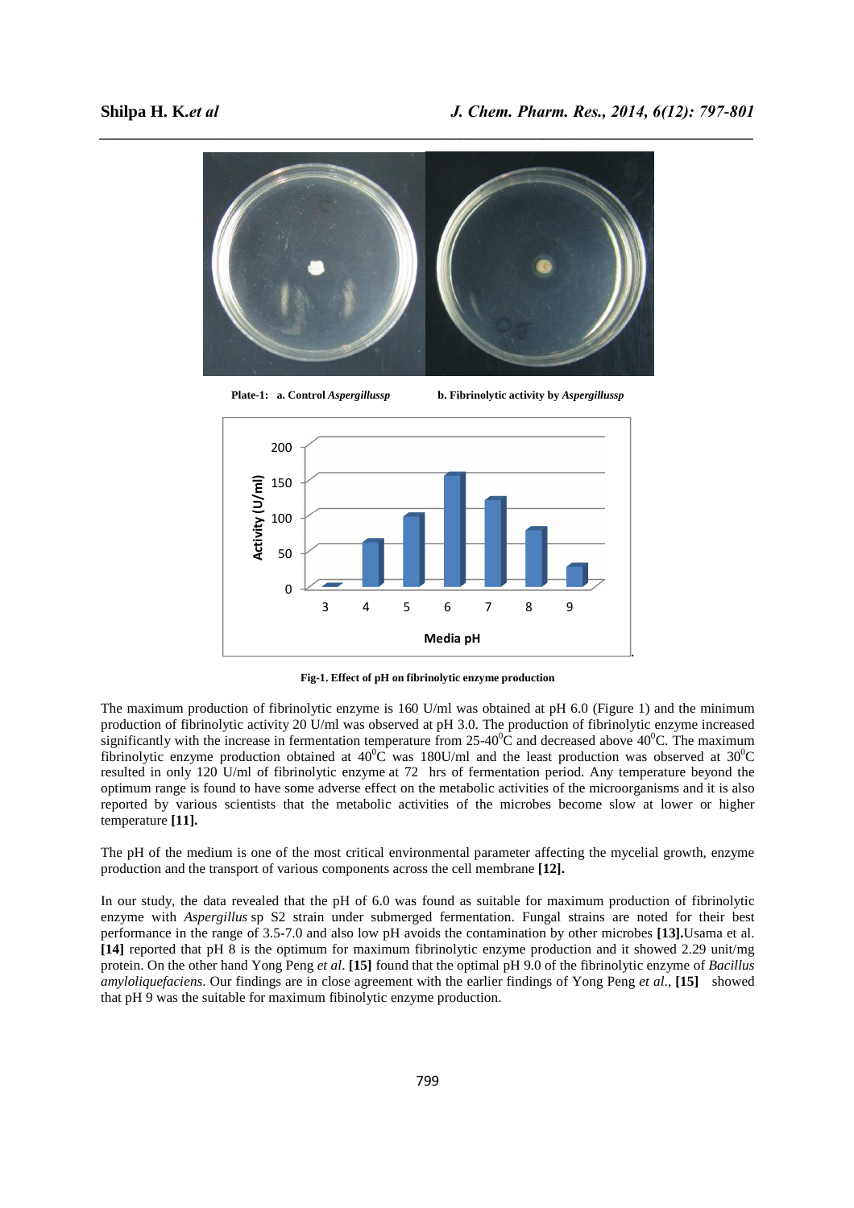Plate-1: a. Control *Aspergillussp* b. Fibrinolytic activity by *Aspergillussp*

Fig-1. Effect of pH on fibrinolytic enzyme production

The maximum production of fibrinolytic enzyme is 160 U/ml was obtained at pH 6.0 (Figure 1) and the minimum production of fibrinolytic activity 20 U/ml was observed at pH 3.0. The production of fibrinolytic enzyme increased significantly with the increase in fermentation temperature from 25-40$^0$C and decreased above 40$^0$C. The maximum fibrinolytic enzyme production obtained at 40$^0$C was 180U/ml and the least production was observed at 30$^0$C resulted in only 120 U/ml of fibrinolytic enzyme at 72 hrs of fermentation period. Any temperature beyond the optimum range is found to have some adverse effect on the metabolic activities of the microorganisms and it is also reported by various scientists that the metabolic activities of the microbes become slow at lower or higher temperature **[11].**

The pH of the medium is one of the most critical environmental parameter affecting the mycelial growth, enzyme production and the transport of various components across the cell membrane **[12].**

In our study, the data revealed that the pH of 6.0 was found as suitable for maximum production of fibrinolytic enzyme with *Aspergillus* sp S2 strain under submerged fermentation. Fungal strains are noted for their best performance in the range of 3.5-7.0 and also low pH avoids the contamination by other microbes **[13].**Usama et al. **[14]** reported that pH 8 is the optimum for maximum fibrinolytic enzyme production and it showed 2.29 unit/mg protein. On the other hand Yong Peng *et al*. **[15]** found that the optimal pH 9.0 of the fibrinolytic enzyme of *Bacillus amyloliquefaciens*. Our findings are in close agreement with the earlier findings of Yong Peng *et al*., **[15]** showed that pH 9 was the suitable for maximum fibinolytic enzyme production.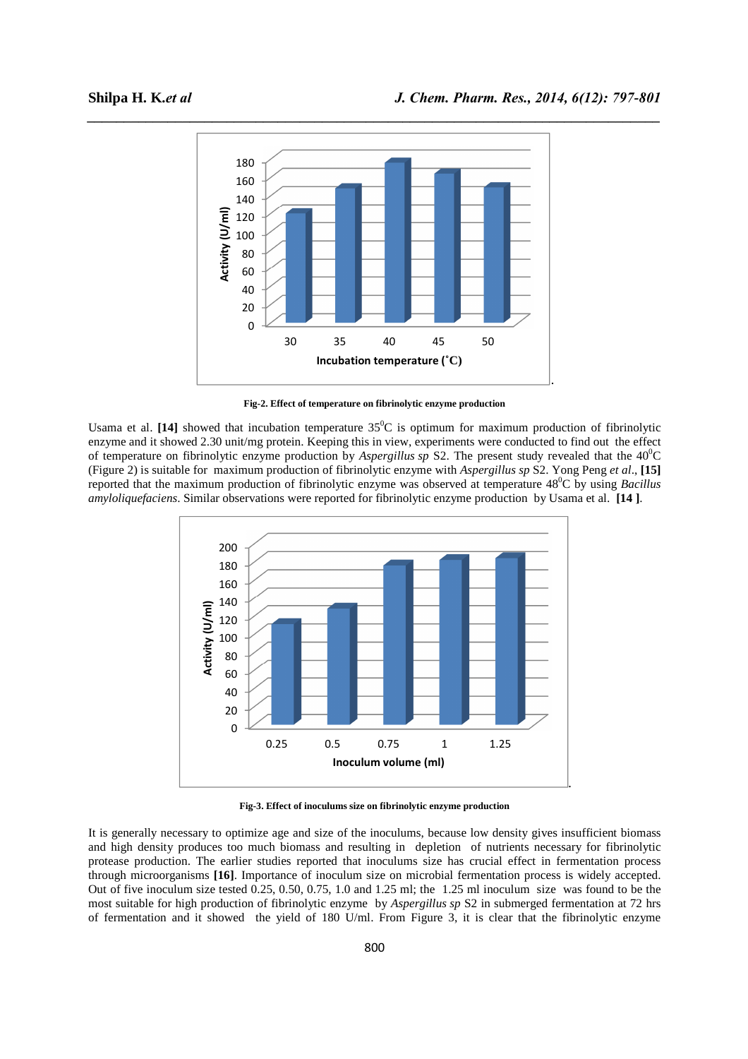Fig-2. Effect of temperature on fibrinolytic enzyme production

Usama et al. **[14]** showed that incubation temperature 35$^0$C is optimum for maximum production of fibrinolytic enzyme and it showed 2.30 unit/mg protein. Keeping this in view, experiments were conducted to find out the effect of temperature on fibrinolytic enzyme production by *Aspergillus sp* S2. The present study revealed that the 40$^0$C (Figure 2) is suitable for maximum production of fibrinolytic enzyme with *Aspergillus sp* S2. Yong Peng *et al*., **[15]** reported that the maximum production of fibrinolytic enzyme was observed at temperature 48$^0$C by using *Bacillus amyloliquefaciens*. Similar observations were reported for fibrinolytic enzyme production by Usama et al. **[14 ]**.

Fig-3. Effect of inoculums size on fibrinolytic enzyme production

It is generally necessary to optimize age and size of the inoculums, because low density gives insufficient biomass and high density produces too much biomass and resulting in depletion of nutrients necessary for fibrinolytic protease production. The earlier studies reported that inoculums size has crucial effect in fermentation process through microorganisms **[16]**. Importance of inoculum size on microbial fermentation process is widely accepted. Out of five inoculum size tested 0.25, 0.50, 0.75, 1.0 and 1.25 ml; the 1.25 ml inoculum size was found to be the most suitable for high production of fibrinolytic enzyme by *Aspergillus sp* S2 in submerged fermentation at 72 hrs of fermentation and it showed the yield of 180 U/ml. From Figure 3, it is clear that the fibrinolytic enzyme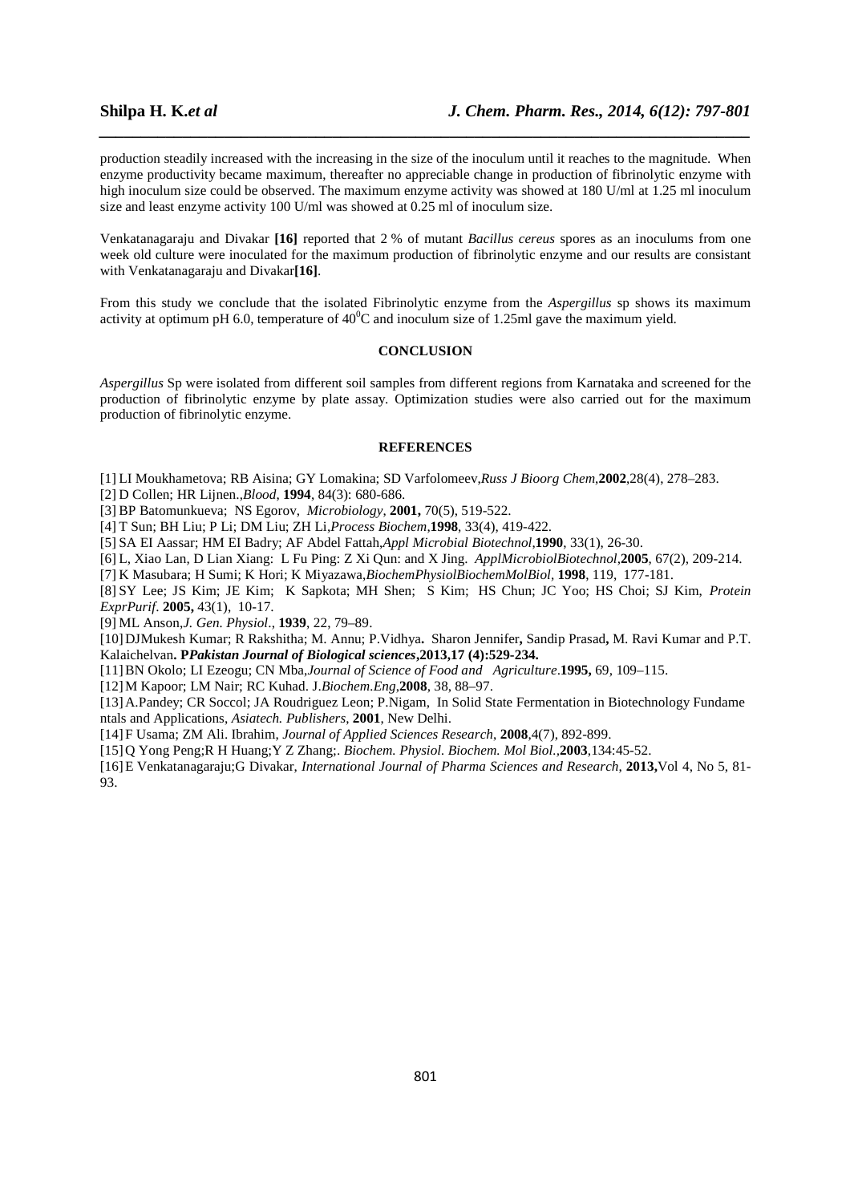production steadily increased with the increasing in the size of the inoculum until it reaches to the magnitude. When enzyme productivity became maximum, thereafter no appreciable change in production of fibrinolytic enzyme with high inoculum size could be observed. The maximum enzyme activity was showed at 180 U/ml at 1.25 ml inoculum size and least enzyme activity 100 U/ml was showed at 0.25 ml of inoculum size.

Venkatanagaraju and Divakar **[16]** reported that 2 % of mutant *Bacillus cereus* spores as an inoculums from one week old culture were inoculated for the maximum production of fibrinolytic enzyme and our results are consistant with Venkatanagaraju and Divakar**[16]**.

From this study we conclude that the isolated Fibrinolytic enzyme from the *Aspergillus* sp shows its maximum activity at optimum pH 6.0, temperature of $40^0$C and inoculum size of 1.25ml gave the maximum yield.

## CONCLUSION

*Aspergillus* Sp were isolated from different soil samples from different regions from Karnataka and screened for the production of fibrinolytic enzyme by plate assay. Optimization studies were also carried out for the maximum production of fibrinolytic enzyme.

## REFERENCES

[1] LI Moukhametova; RB Aisina; GY Lomakina; SD Varfolomeev,*Russ J Bioorg Chem*,**2002**,28(4), 278–283.

[2] D Collen; HR Lijnen.,*Blood*, **1994**, 84(3): 680-686.

[3] BP Batomunkueva; NS Egorov, *Microbiology*, **2001,** 70(5), 519-522.

[4] T Sun; BH Liu; P Li; DM Liu; ZH Li,*Process Biochem*,**1998**, 33(4), 419-422.

[5] SA EI Aassar; HM EI Badry; AF Abdel Fattah,*Appl Microbial Biotechnol*,**1990**, 33(1), 26-30.

[6] L, Xiao Lan, D Lian Xiang: L Fu Ping: Z Xi Qun: and X Jing. *ApplMicrobiolBiotechnol*,**2005**, 67(2), 209-214.

[7] K Masubara; H Sumi; K Hori; K Miyazawa,*BiochemPhysiolBiochemMolBiol*, **1998**, 119, 177-181.

[8] SY Lee; JS Kim; JE Kim; K Sapkota; MH Shen; S Kim; HS Chun; JC Yoo; HS Choi; SJ Kim, *Protein ExprPurif*. **2005,** 43(1), 10-17.

[9] ML Anson,*J. Gen. Physiol*., **1939**, 22, 79–89.

[10] DJMukesh Kumar; R Rakshitha; M. Annu; P.Vidhya**.** Sharon Jennifer**,** Sandip Prasad**,** M. Ravi Kumar and P.T. Kalaichelvan**. P*Pakistan Journal of Biological sciences*,2013,17 (4):529-234.**

[11] BN Okolo; LI Ezeogu; CN Mba,*Journal of Science of Food and Agriculture*.**1995,** 69, 109–115.

[12] M Kapoor; LM Nair; RC Kuhad. J.*Biochem.Eng*,**2008**, 38, 88–97.

[13] A.Pandey; CR Soccol; JA Roudriguez Leon; P.Nigam, In Solid State Fermentation in Biotechnology Fundamentals and Applications, *Asiatech. Publishers*, **2001**, New Delhi.

[14] F Usama; ZM Ali. Ibrahim, *Journal of Applied Sciences Research*, **2008**,4(7), 892-899.

[15] Q Yong Peng;R H Huang;Y Z Zhang;. *Biochem. Physiol. Biochem. Mol Biol.*,**2003**,134:45-52.

[16] E Venkatanagaraju;G Divakar, *International Journal of Pharma Sciences and Research*, **2013,**Vol 4, No 5, 81-93.